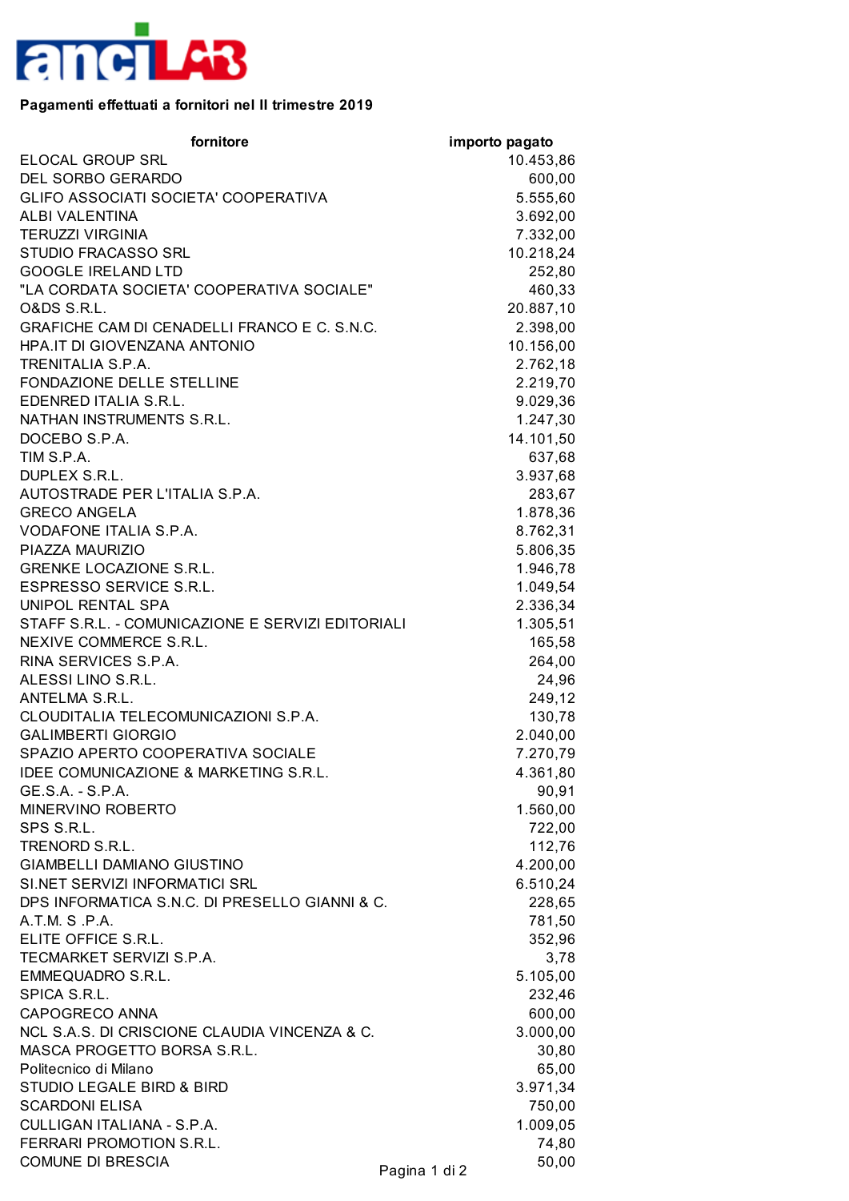ancilab

**Pagamenti effettuati a fornitori nel II trimestre 2019**

| fornitore | importo pagato |
| --- | ---: |
| ELOCAL GROUP SRL | 10.453,86 |
| DEL SORBO GERARDO | 600,00 |
| GLIFO ASSOCIATI SOCIETA' COOPERATIVA | 5.555,60 |
| ALBI VALENTINA | 3.692,00 |
| TERUZZI VIRGINIA | 7.332,00 |
| STUDIO FRACASSO SRL | 10.218,24 |
| GOOGLE IRELAND LTD | 252,80 |
| "LA CORDATA SOCIETA' COOPERATIVA SOCIALE" | 460,33 |
| O&DS S.R.L. | 20.887,10 |
| GRAFICHE CAM DI CENADELLI FRANCO E C. S.N.C. | 2.398,00 |
| HPA.IT DI GIOVENZANA ANTONIO | 10.156,00 |
| TRENITALIA S.P.A. | 2.762,18 |
| FONDAZIONE DELLE STELLINE | 2.219,70 |
| EDENRED ITALIA S.R.L. | 9.029,36 |
| NATHAN INSTRUMENTS S.R.L. | 1.247,30 |
| DOCEBO S.P.A. | 14.101,50 |
| TIM S.P.A. | 637,68 |
| DUPLEX S.R.L. | 3.937,68 |
| AUTOSTRADE PER L'ITALIA S.P.A. | 283,67 |
| GRECO ANGELA | 1.878,36 |
| VODAFONE ITALIA S.P.A. | 8.762,31 |
| PIAZZA MAURIZIO | 5.806,35 |
| GRENKE LOCAZIONE S.R.L. | 1.946,78 |
| ESPRESSO SERVICE S.R.L. | 1.049,54 |
| UNIPOL RENTAL SPA | 2.336,34 |
| STAFF S.R.L. - COMUNICAZIONE E SERVIZI EDITORIALI | 1.305,51 |
| NEXIVE COMMERCE S.R.L. | 165,58 |
| RINA SERVICES S.P.A. | 264,00 |
| ALESSI LINO S.R.L. | 24,96 |
| ANTELMA S.R.L. | 249,12 |
| CLOUDITALIA TELECOMUNICAZIONI S.P.A. | 130,78 |
| GALIMBERTI GIORGIO | 2.040,00 |
| SPAZIO APERTO COOPERATIVA SOCIALE | 7.270,79 |
| IDEE COMUNICAZIONE & MARKETING S.R.L. | 4.361,80 |
| GE.S.A. - S.P.A. | 90,91 |
| MINERVINO ROBERTO | 1.560,00 |
| SPS S.R.L. | 722,00 |
| TRENORD S.R.L. | 112,76 |
| GIAMBELLI DAMIANO GIUSTINO | 4.200,00 |
| SI.NET SERVIZI INFORMATICI SRL | 6.510,24 |
| DPS INFORMATICA S.N.C. DI PRESELLO GIANNI & C. | 228,65 |
| A.T.M. S .P.A. | 781,50 |
| ELITE OFFICE S.R.L. | 352,96 |
| TECMARKET SERVIZI S.P.A. | 3,78 |
| EMMEQUADRO S.R.L. | 5.105,00 |
| SPICA S.R.L. | 232,46 |
| CAPOGRECO ANNA | 600,00 |
| NCL S.A.S. DI CRISCIONE CLAUDIA VINCENZA & C. | 3.000,00 |
| MASCA PROGETTO BORSA S.R.L. | 30,80 |
| Politecnico di Milano | 65,00 |
| STUDIO LEGALE BIRD & BIRD | 3.971,34 |
| SCARDONI ELISA | 750,00 |
| CULLIGAN ITALIANA - S.P.A. | 1.009,05 |
| FERRARI PROMOTION S.R.L. | 74,80 |
| COMUNE DI BRESCIA | 50,00 |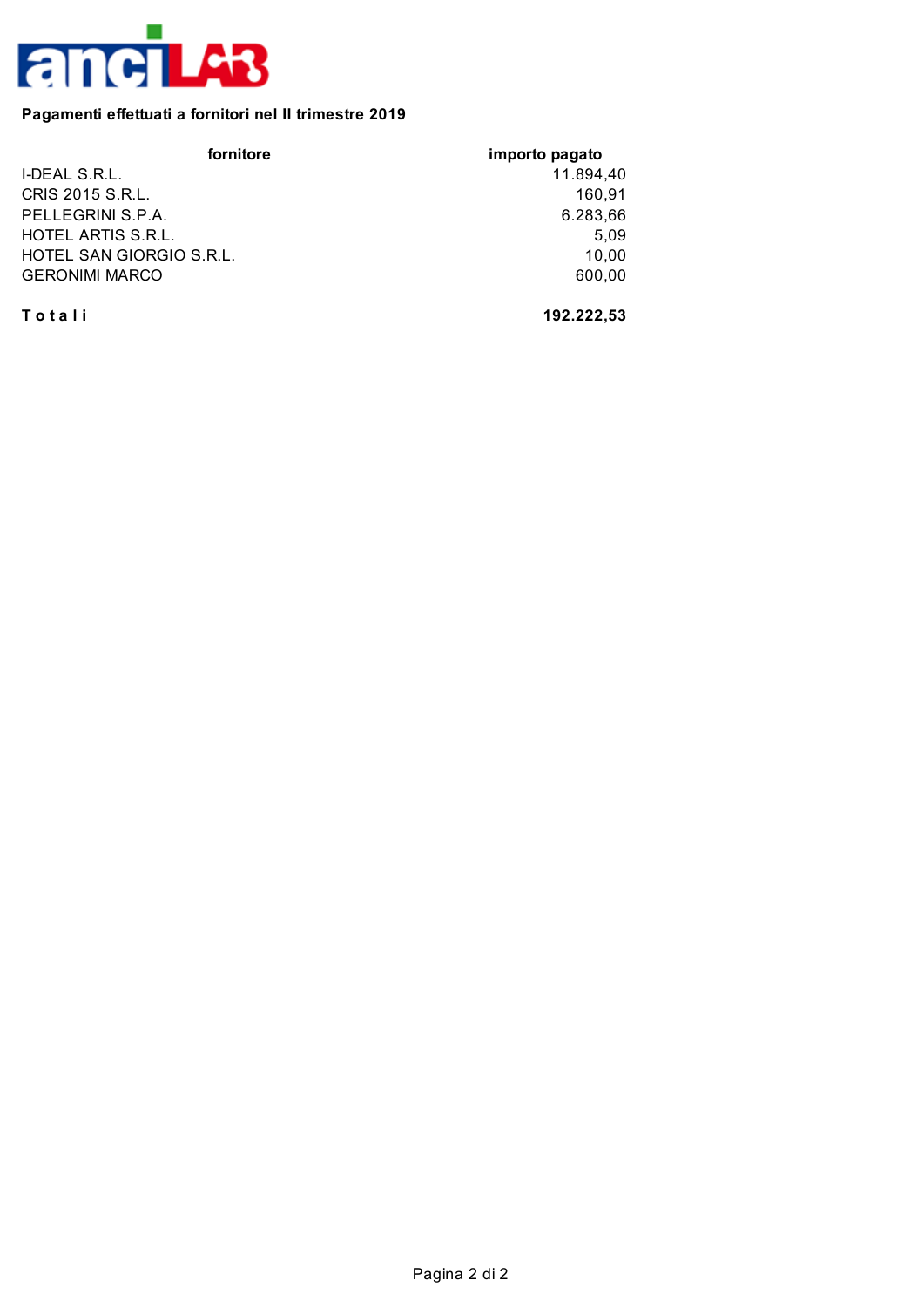**Pagamenti effettuati a fornitori nel II trimestre 2019**

| fornitore | importo pagato |
|---|---:|
| I-DEAL S.R.L. | 11.894,40 |
| CRIS 2015 S.R.L. | 160,91 |
| PELLEGRINI S.P.A. | 6.283,66 |
| HOTEL ARTIS S.R.L. | 5,09 |
| HOTEL SAN GIORGIO S.R.L. | 10,00 |
| GERONIMI MARCO | 600,00 |
| **T o t a l i** | **192.222,53** |